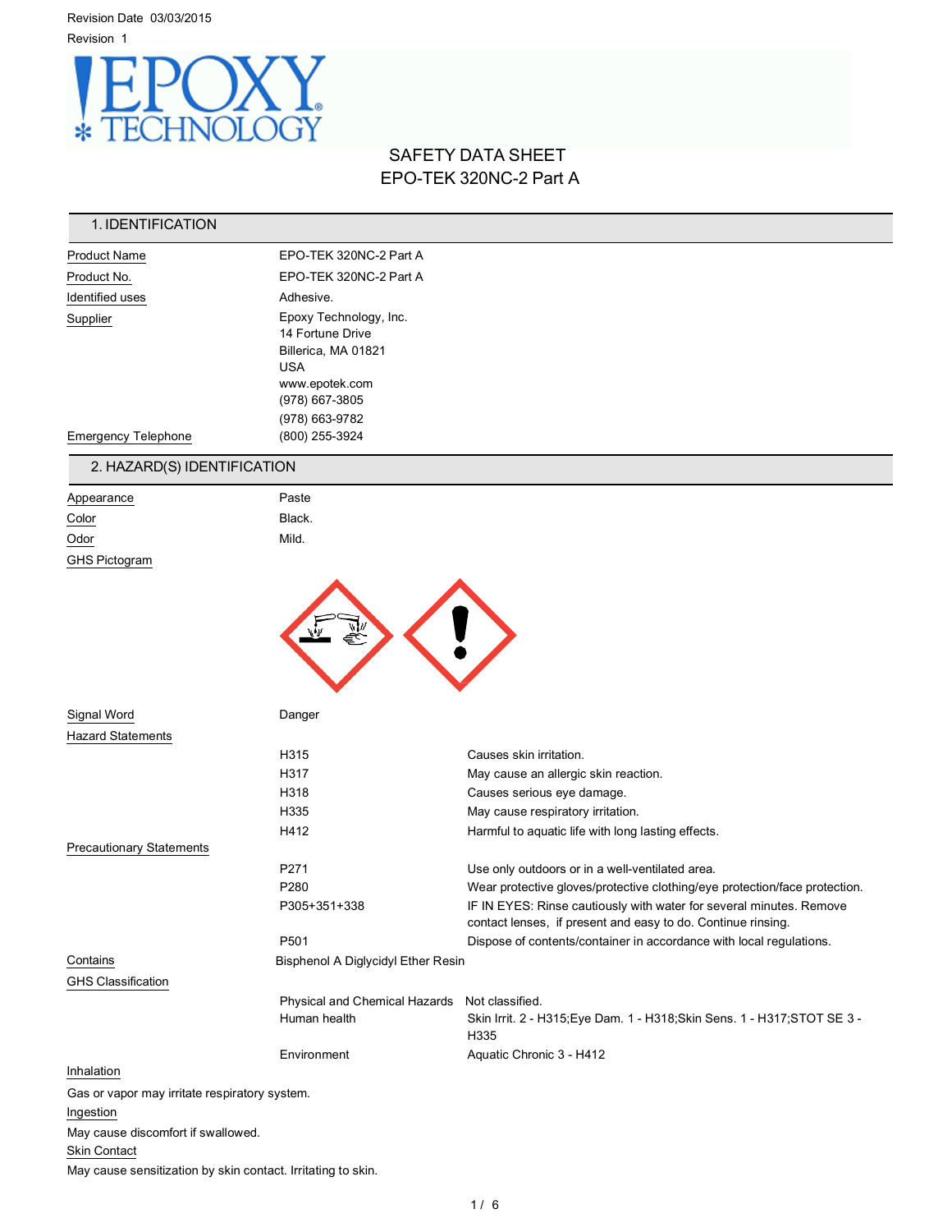Revision Date 03/03/2015

Revision 1

# SAFETY DATA SHEET
# EPO-TEK 320NC-2 Part A

## 1. IDENTIFICATION

| | |
|---|---|
| Product Name | EPO-TEK 320NC-2 Part A |
| Product No. | EPO-TEK 320NC-2 Part A |
| Identified uses | Adhesive. |
| Supplier | Epoxy Technology, Inc.<br>14 Fortune Drive<br>Billerica, MA 01821<br>USA<br>www.epotek.com<br>(978) 667-3805<br>(978) 663-9782 |
| Emergency Telephone | (800) 255-3924 |

## 2. HAZARD(S) IDENTIFICATION

| | |
|---|---|
| Appearance | Paste |
| Color | Black. |
| Odor | Mild. |

GHS Pictogram

Signal Word: Danger

**Hazard Statements**

| | |
|---|---|
| H315 | Causes skin irritation. |
| H317 | May cause an allergic skin reaction. |
| H318 | Causes serious eye damage. |
| H335 | May cause respiratory irritation. |
| H412 | Harmful to aquatic life with long lasting effects. |

**Precautionary Statements**

| | |
|---|---|
| P271 | Use only outdoors or in a well-ventilated area. |
| P280 | Wear protective gloves/protective clothing/eye protection/face protection. |
| P305+351+338 | IF IN EYES: Rinse cautiously with water for several minutes. Remove contact lenses, if present and easy to do. Continue rinsing. |
| P501 | Dispose of contents/container in accordance with local regulations. |

Contains: Bisphenol A Diglycidyl Ether Resin

**GHS Classification**

| | |
|---|---|
| Physical and Chemical Hazards | Not classified. |
| Human health | Skin Irrit. 2 - H315;Eye Dam. 1 - H318;Skin Sens. 1 - H317;STOT SE 3 - H335 |
| Environment | Aquatic Chronic 3 - H412 |

**Inhalation**

Gas or vapor may irritate respiratory system.

**Ingestion**

May cause discomfort if swallowed.

**Skin Contact**

May cause sensitization by skin contact. Irritating to skin.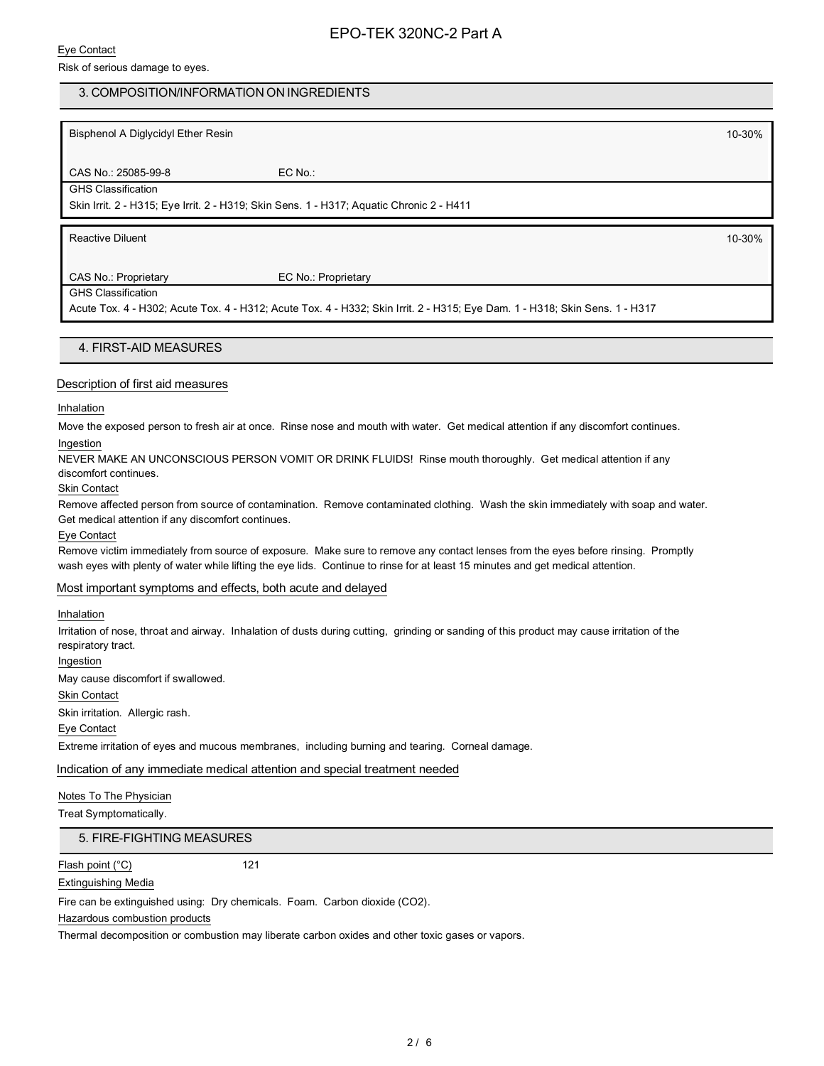Eye Contact

Risk of serious damage to eyes.

## 3. COMPOSITION/INFORMATION ON INGREDIENTS

| Bisphenol A Diglycidyl Ether Resin | | 10-30% |
|---|---|---|
| CAS No.: 25085-99-8 | EC No.: | |
| GHS Classification | | |
| Skin Irrit. 2 - H315; Eye Irrit. 2 - H319; Skin Sens. 1 - H317; Aquatic Chronic 2 - H411 | | |

| Reactive Diluent | | 10-30% |
|---|---|---|
| CAS No.: Proprietary | EC No.: Proprietary | |
| GHS Classification | | |
| Acute Tox. 4 - H302; Acute Tox. 4 - H312; Acute Tox. 4 - H332; Skin Irrit. 2 - H315; Eye Dam. 1 - H318; Skin Sens. 1 - H317 | | |

## 4. FIRST-AID MEASURES

### Description of first aid measures

Inhalation

Move the exposed person to fresh air at once. Rinse nose and mouth with water. Get medical attention if any discomfort continues.

Ingestion

NEVER MAKE AN UNCONSCIOUS PERSON VOMIT OR DRINK FLUIDS! Rinse mouth thoroughly. Get medical attention if any discomfort continues.

Skin Contact

Remove affected person from source of contamination. Remove contaminated clothing. Wash the skin immediately with soap and water. Get medical attention if any discomfort continues.

Eye Contact

Remove victim immediately from source of exposure. Make sure to remove any contact lenses from the eyes before rinsing. Promptly wash eyes with plenty of water while lifting the eye lids. Continue to rinse for at least 15 minutes and get medical attention.

### Most important symptoms and effects, both acute and delayed

Inhalation

Irritation of nose, throat and airway. Inhalation of dusts during cutting, grinding or sanding of this product may cause irritation of the respiratory tract.

Ingestion

May cause discomfort if swallowed.

Skin Contact

Skin irritation. Allergic rash.

Eye Contact

Extreme irritation of eyes and mucous membranes, including burning and tearing. Corneal damage.

### Indication of any immediate medical attention and special treatment needed

Notes To The Physician

Treat Symptomatically.

## 5. FIRE-FIGHTING MEASURES

Flash point (°C) 121

Extinguishing Media

Fire can be extinguished using: Dry chemicals. Foam. Carbon dioxide ($CO_2$).

Hazardous combustion products

Thermal decomposition or combustion may liberate carbon oxides and other toxic gases or vapors.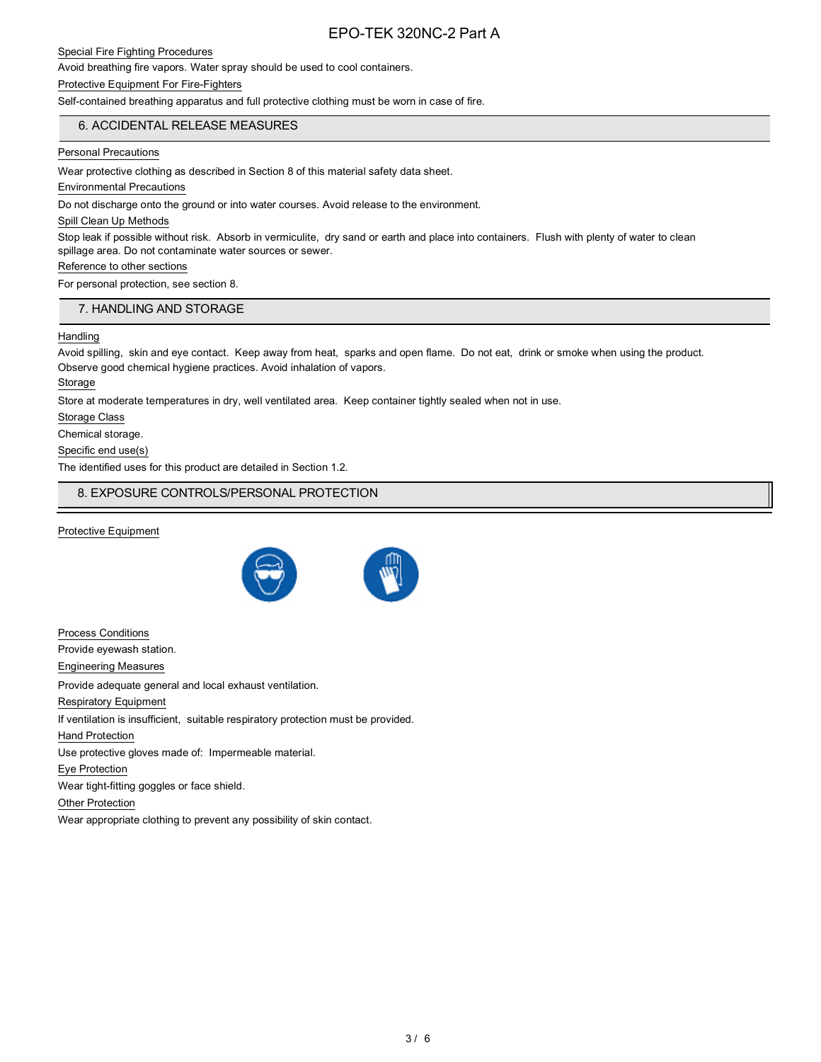Special Fire Fighting Procedures

Avoid breathing fire vapors. Water spray should be used to cool containers.

Protective Equipment For Fire-Fighters

Self-contained breathing apparatus and full protective clothing must be worn in case of fire.

## 6. ACCIDENTAL RELEASE MEASURES

Personal Precautions

Wear protective clothing as described in Section 8 of this material safety data sheet.

Environmental Precautions

Do not discharge onto the ground or into water courses. Avoid release to the environment.

Spill Clean Up Methods

Stop leak if possible without risk. Absorb in vermiculite, dry sand or earth and place into containers. Flush with plenty of water to clean spillage area. Do not contaminate water sources or sewer.

Reference to other sections

For personal protection, see section 8.

## 7. HANDLING AND STORAGE

Handling

Avoid spilling, skin and eye contact. Keep away from heat, sparks and open flame. Do not eat, drink or smoke when using the product. Observe good chemical hygiene practices. Avoid inhalation of vapors.

Storage

Store at moderate temperatures in dry, well ventilated area. Keep container tightly sealed when not in use.

Storage Class

Chemical storage.

Specific end use(s)

The identified uses for this product are detailed in Section 1.2.

## 8. EXPOSURE CONTROLS/PERSONAL PROTECTION

Protective Equipment

Process Conditions

Provide eyewash station.

Engineering Measures

Provide adequate general and local exhaust ventilation.

Respiratory Equipment

If ventilation is insufficient, suitable respiratory protection must be provided.

Hand Protection

Use protective gloves made of: Impermeable material.

Eye Protection

Wear tight-fitting goggles or face shield.

Other Protection

Wear appropriate clothing to prevent any possibility of skin contact.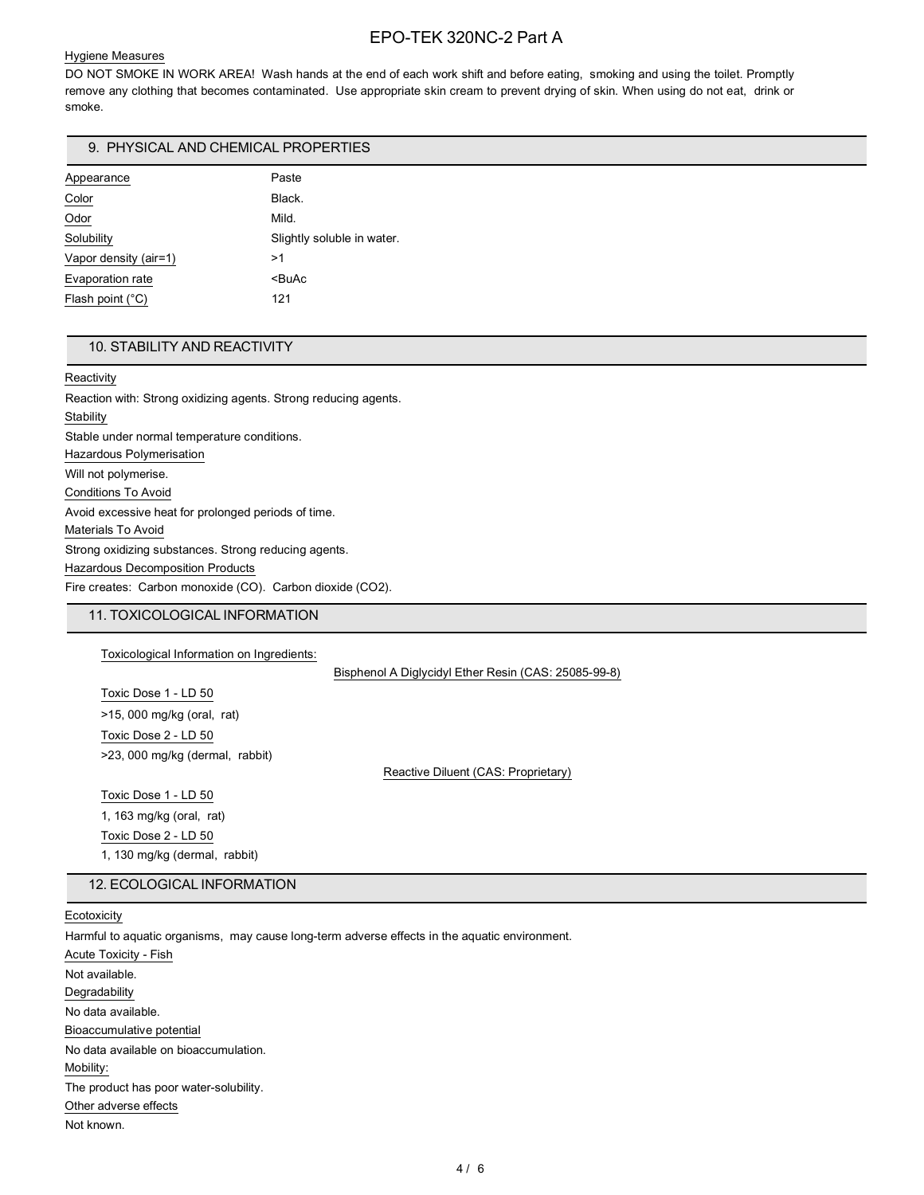#### Hygiene Measures

DO NOT SMOKE IN WORK AREA! Wash hands at the end of each work shift and before eating, smoking and using the toilet. Promptly remove any clothing that becomes contaminated. Use appropriate skin cream to prevent drying of skin. When using do not eat, drink or smoke.

## 9. PHYSICAL AND CHEMICAL PROPERTIES

| | |
|---|---|
| Appearance | Paste |
| Color | Black. |
| Odor | Mild. |
| Solubility | Slightly soluble in water. |
| Vapor density (air=1) | >1 |
| Evaporation rate | <BuAc |
| Flash point (°C) | 121 |

## 10. STABILITY AND REACTIVITY

#### Reactivity

Reaction with: Strong oxidizing agents. Strong reducing agents.

#### Stability

Stable under normal temperature conditions.

#### Hazardous Polymerisation

Will not polymerise.

#### Conditions To Avoid

Avoid excessive heat for prolonged periods of time.

#### Materials To Avoid

Strong oxidizing substances. Strong reducing agents.

#### Hazardous Decomposition Products

Fire creates: Carbon monoxide (CO). Carbon dioxide ($CO_2$).

## 11. TOXICOLOGICAL INFORMATION

#### Toxicological Information on Ingredients:

##### Bisphenol A Diglycidyl Ether Resin (CAS: 25085-99-8)

Toxic Dose 1 - LD 50

>15, 000 mg/kg (oral, rat)

Toxic Dose 2 - LD 50

>23, 000 mg/kg (dermal, rabbit)

##### Reactive Diluent (CAS: Proprietary)

Toxic Dose 1 - LD 50

1, 163 mg/kg (oral, rat)

Toxic Dose 2 - LD 50

1, 130 mg/kg (dermal, rabbit)

## 12. ECOLOGICAL INFORMATION

#### Ecotoxicity

Harmful to aquatic organisms, may cause long-term adverse effects in the aquatic environment.

#### Acute Toxicity - Fish

Not available.

#### Degradability

No data available.

#### Bioaccumulative potential

No data available on bioaccumulation.

#### Mobility:

The product has poor water-solubility.

#### Other adverse effects

Not known.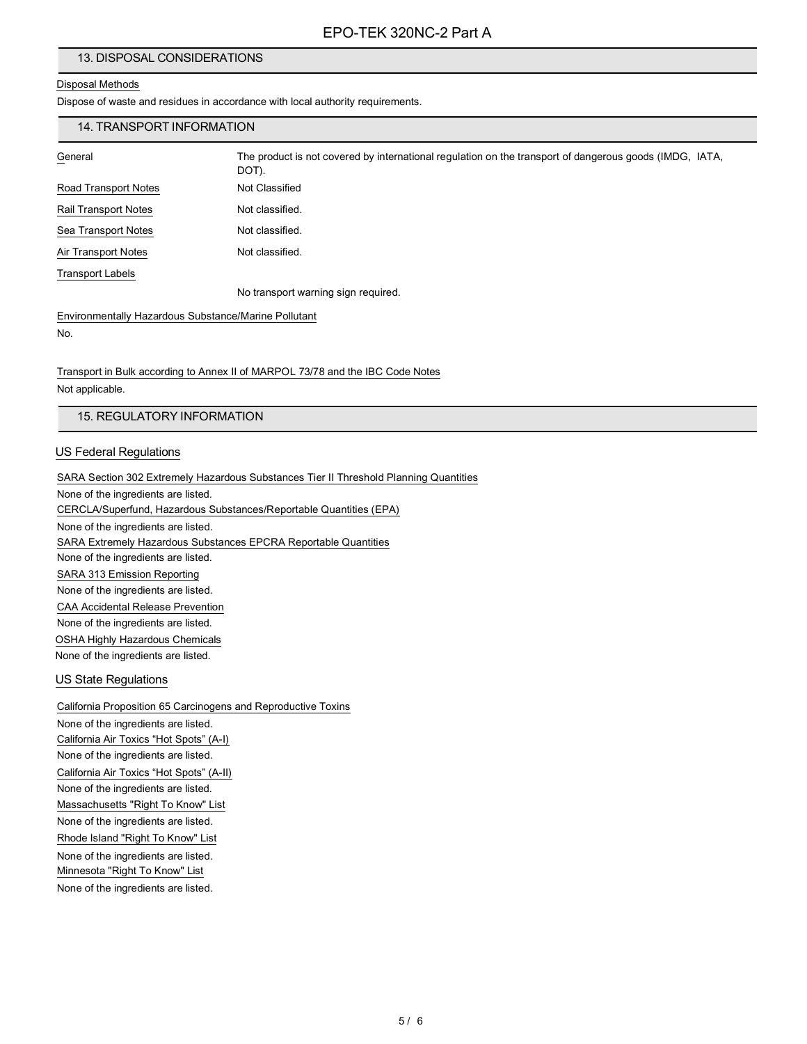## 13. DISPOSAL CONSIDERATIONS

Disposal Methods

Dispose of waste and residues in accordance with local authority requirements.

## 14. TRANSPORT INFORMATION

| | |
|---|---|
| General | The product is not covered by international regulation on the transport of dangerous goods (IMDG, IATA, DOT). |
| Road Transport Notes | Not Classified |
| Rail Transport Notes | Not classified. |
| Sea Transport Notes | Not classified. |
| Air Transport Notes | Not classified. |
| Transport Labels | |
| | No transport warning sign required. |

Environmentally Hazardous Substance/Marine Pollutant

No.

Transport in Bulk according to Annex II of MARPOL 73/78 and the IBC Code Notes

Not applicable.

## 15. REGULATORY INFORMATION

### US Federal Regulations

SARA Section 302 Extremely Hazardous Substances Tier II Threshold Planning Quantities

None of the ingredients are listed.

CERCLA/Superfund, Hazardous Substances/Reportable Quantities (EPA)

None of the ingredients are listed.

SARA Extremely Hazardous Substances EPCRA Reportable Quantities

None of the ingredients are listed.

SARA 313 Emission Reporting

None of the ingredients are listed.

CAA Accidental Release Prevention

None of the ingredients are listed.

OSHA Highly Hazardous Chemicals

None of the ingredients are listed.

### US State Regulations

California Proposition 65 Carcinogens and Reproductive Toxins

None of the ingredients are listed.

California Air Toxics “Hot Spots” (A-I)

None of the ingredients are listed.

California Air Toxics “Hot Spots” (A-II)

None of the ingredients are listed.

Massachusetts "Right To Know" List

None of the ingredients are listed.

Rhode Island "Right To Know" List

None of the ingredients are listed.

Minnesota "Right To Know" List

None of the ingredients are listed.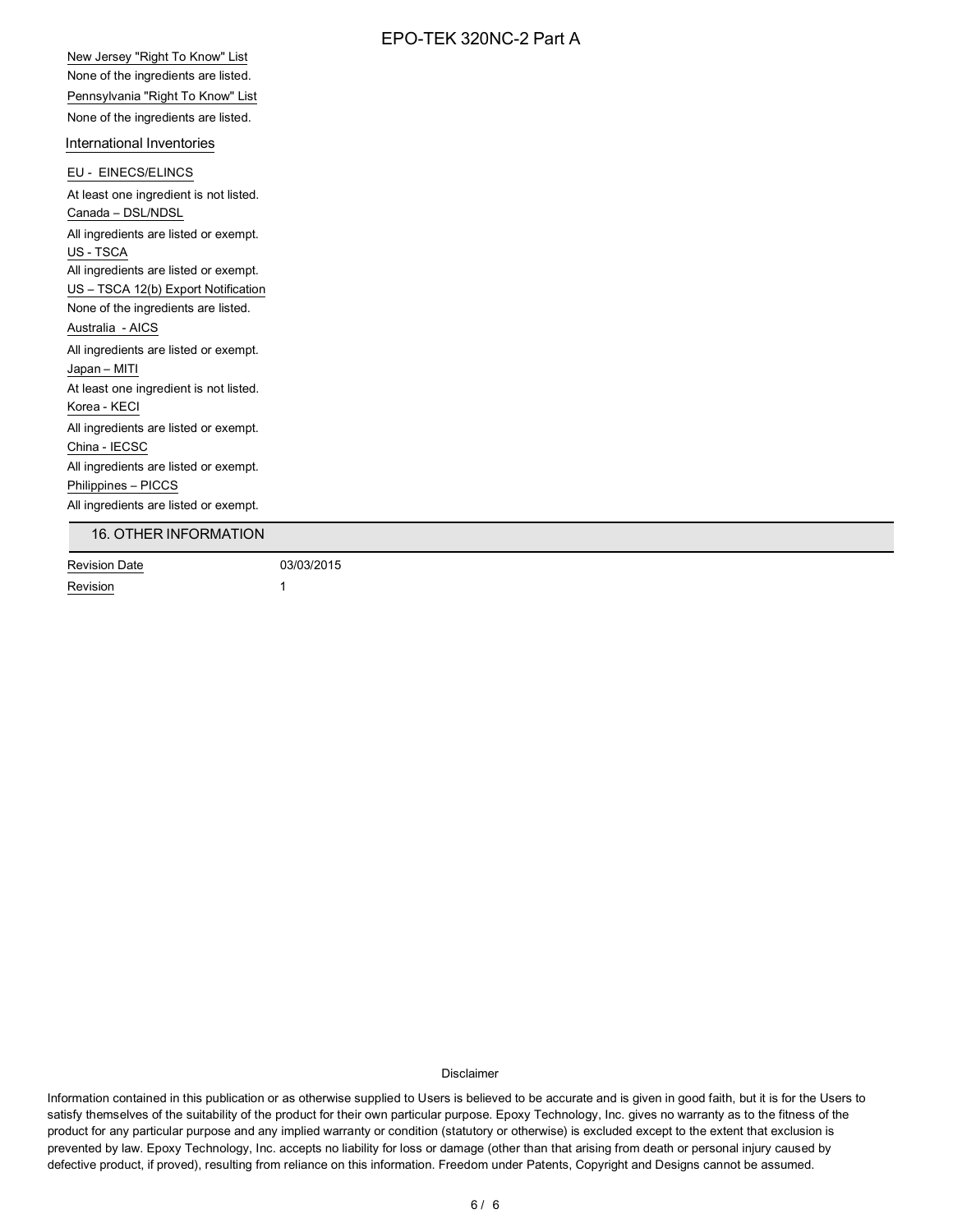New Jersey "Right To Know" List

None of the ingredients are listed.

Pennsylvania "Right To Know" List

None of the ingredients are listed.

### International Inventories

EU - EINECS/ELINCS

At least one ingredient is not listed.

Canada – DSL/NDSL

All ingredients are listed or exempt.

US - TSCA

All ingredients are listed or exempt.

US – TSCA 12(b) Export Notification

None of the ingredients are listed.

Australia - AICS

All ingredients are listed or exempt.

Japan – MITI

At least one ingredient is not listed.

Korea - KECI

All ingredients are listed or exempt.

China - IECSC

All ingredients are listed or exempt.

Philippines – PICCS

All ingredients are listed or exempt.

## 16. OTHER INFORMATION

| Revision Date | 03/03/2015 |
| --- | --- |
| Revision | 1 |

Disclaimer

Information contained in this publication or as otherwise supplied to Users is believed to be accurate and is given in good faith, but it is for the Users to satisfy themselves of the suitability of the product for their own particular purpose. Epoxy Technology, Inc. gives no warranty as to the fitness of the product for any particular purpose and any implied warranty or condition (statutory or otherwise) is excluded except to the extent that exclusion is prevented by law. Epoxy Technology, Inc. accepts no liability for loss or damage (other than that arising from death or personal injury caused by defective product, if proved), resulting from reliance on this information. Freedom under Patents, Copyright and Designs cannot be assumed.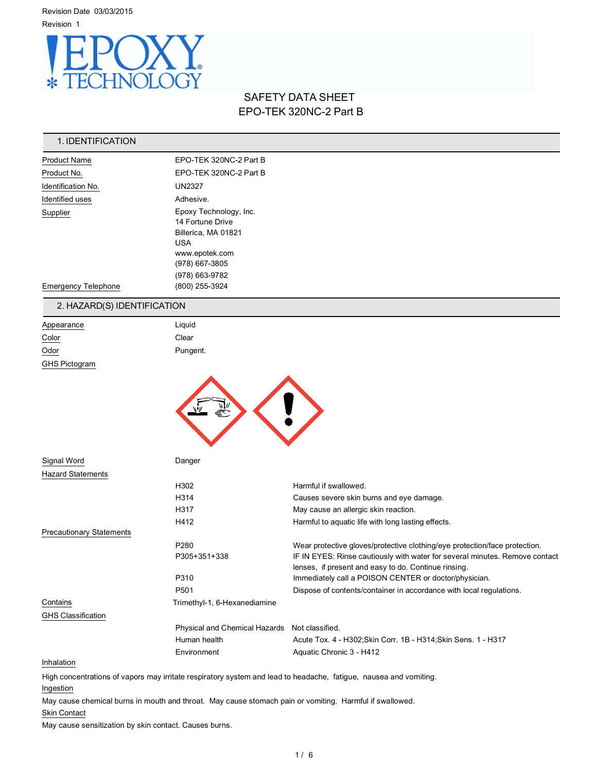Revision Date 03/03/2015

Revision 1

# SAFETY DATA SHEET
# EPO-TEK 320NC-2 Part B

## 1. IDENTIFICATION

| | |
|---|---|
| Product Name | EPO-TEK 320NC-2 Part B |
| Product No. | EPO-TEK 320NC-2 Part B |
| Identification No. | UN2327 |
| Identified uses | Adhesive. |
| Supplier | Epoxy Technology, Inc.<br>14 Fortune Drive<br>Billerica, MA 01821<br>USA<br>www.epotek.com<br>(978) 667-3805<br>(978) 663-9782 |
| Emergency Telephone | (800) 255-3924 |

## 2. HAZARD(S) IDENTIFICATION

| | |
|---|---|
| Appearance | Liquid |
| Color | Clear |
| Odor | Pungent. |
| GHS Pictogram | |

**Signal Word** Danger

**Hazard Statements**

| | |
|---|---|
| H302 | Harmful if swallowed. |
| H314 | Causes severe skin burns and eye damage. |
| H317 | May cause an allergic skin reaction. |
| H412 | Harmful to aquatic life with long lasting effects. |

**Precautionary Statements**

| | |
|---|---|
| P280 | Wear protective gloves/protective clothing/eye protection/face protection. |
| P305+351+338 | IF IN EYES: Rinse cautiously with water for several minutes. Remove contact lenses, if present and easy to do. Continue rinsing. |
| P310 | Immediately call a POISON CENTER or doctor/physician. |
| P501 | Dispose of contents/container in accordance with local regulations. |

**Contains** Trimethyl-1, 6-Hexanediamine

**GHS Classification**

| | |
|---|---|
| Physical and Chemical Hazards | Not classified. |
| Human health | Acute Tox. 4 - H302;Skin Corr. 1B - H314;Skin Sens. 1 - H317 |
| Environment | Aquatic Chronic 3 - H412 |

**Inhalation**

High concentrations of vapors may irritate respiratory system and lead to headache, fatigue, nausea and vomiting.

**Ingestion**

May cause chemical burns in mouth and throat. May cause stomach pain or vomiting. Harmful if swallowed.

**Skin Contact**

May cause sensitization by skin contact. Causes burns.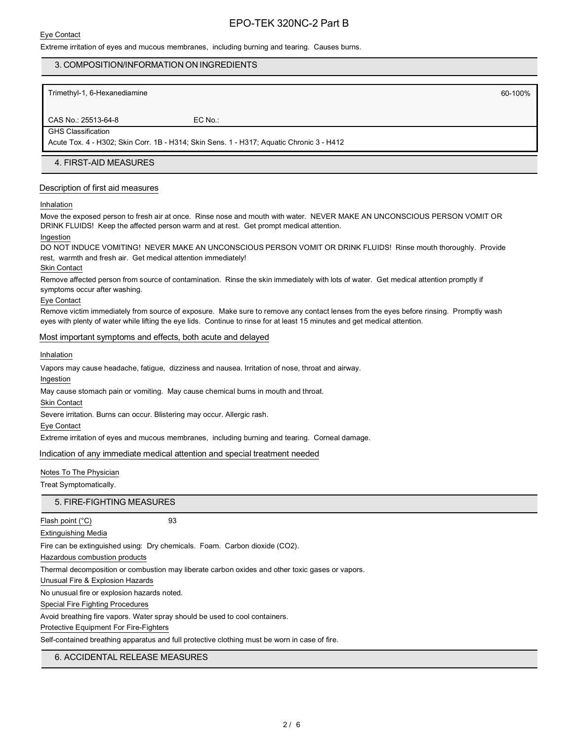Eye Contact

Extreme irritation of eyes and mucous membranes, including burning and tearing. Causes burns.

## 3. COMPOSITION/INFORMATION ON INGREDIENTS

| Trimethyl-1, 6-Hexanediamine | | 60-100% |
|---|---|---|
| CAS No.: 25513-64-8 | EC No.: | |
| GHS Classification | | |
| Acute Tox. 4 - H302; Skin Corr. 1B - H314; Skin Sens. 1 - H317; Aquatic Chronic 3 - H412 | | |

## 4. FIRST-AID MEASURES

### Description of first aid measures

Inhalation

Move the exposed person to fresh air at once. Rinse nose and mouth with water. NEVER MAKE AN UNCONSCIOUS PERSON VOMIT OR DRINK FLUIDS! Keep the affected person warm and at rest. Get prompt medical attention.

Ingestion

DO NOT INDUCE VOMITING! NEVER MAKE AN UNCONSCIOUS PERSON VOMIT OR DRINK FLUIDS! Rinse mouth thoroughly. Provide rest, warmth and fresh air. Get medical attention immediately!

Skin Contact

Remove affected person from source of contamination. Rinse the skin immediately with lots of water. Get medical attention promptly if symptoms occur after washing.

Eye Contact

Remove victim immediately from source of exposure. Make sure to remove any contact lenses from the eyes before rinsing. Promptly wash eyes with plenty of water while lifting the eye lids. Continue to rinse for at least 15 minutes and get medical attention.

### Most important symptoms and effects, both acute and delayed

Inhalation

Vapors may cause headache, fatigue, dizziness and nausea. Irritation of nose, throat and airway.

Ingestion

May cause stomach pain or vomiting. May cause chemical burns in mouth and throat.

Skin Contact

Severe irritation. Burns can occur. Blistering may occur. Allergic rash.

Eye Contact

Extreme irritation of eyes and mucous membranes, including burning and tearing. Corneal damage.

### Indication of any immediate medical attention and special treatment needed

Notes To The Physician

Treat Symptomatically.

## 5. FIRE-FIGHTING MEASURES

Flash point (°C) 93

Extinguishing Media

Fire can be extinguished using: Dry chemicals. Foam. Carbon dioxide ($CO_2$).

Hazardous combustion products

Thermal decomposition or combustion may liberate carbon oxides and other toxic gases or vapors.

Unusual Fire & Explosion Hazards

No unusual fire or explosion hazards noted.

Special Fire Fighting Procedures

Avoid breathing fire vapors. Water spray should be used to cool containers.

Protective Equipment For Fire-Fighters

Self-contained breathing apparatus and full protective clothing must be worn in case of fire.

## 6. ACCIDENTAL RELEASE MEASURES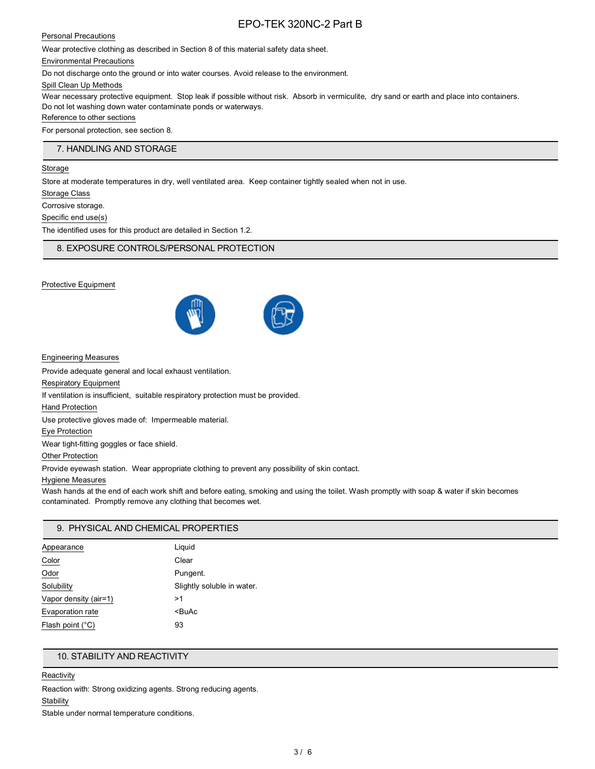Personal Precautions

Wear protective clothing as described in Section 8 of this material safety data sheet.

Environmental Precautions

Do not discharge onto the ground or into water courses. Avoid release to the environment.

Spill Clean Up Methods

Wear necessary protective equipment. Stop leak if possible without risk. Absorb in vermiculite, dry sand or earth and place into containers. Do not let washing down water contaminate ponds or waterways.

Reference to other sections

For personal protection, see section 8.

## 7. HANDLING AND STORAGE

Storage

Store at moderate temperatures in dry, well ventilated area. Keep container tightly sealed when not in use.

Storage Class

Corrosive storage.

Specific end use(s)

The identified uses for this product are detailed in Section 1.2.

## 8. EXPOSURE CONTROLS/PERSONAL PROTECTION

Protective Equipment

Engineering Measures

Provide adequate general and local exhaust ventilation.

Respiratory Equipment

If ventilation is insufficient, suitable respiratory protection must be provided.

Hand Protection

Use protective gloves made of: Impermeable material.

Eye Protection

Wear tight-fitting goggles or face shield.

Other Protection

Provide eyewash station. Wear appropriate clothing to prevent any possibility of skin contact.

Hygiene Measures

Wash hands at the end of each work shift and before eating, smoking and using the toilet. Wash promptly with soap & water if skin becomes contaminated. Promptly remove any clothing that becomes wet.

## 9. PHYSICAL AND CHEMICAL PROPERTIES

| Property | Value |
|---|---|
| Appearance | Liquid |
| Color | Clear |
| Odor | Pungent. |
| Solubility | Slightly soluble in water. |
| Vapor density (air=1) | >1 |
| Evaporation rate | <BuAc |
| Flash point (°C) | 93 |

## 10. STABILITY AND REACTIVITY

Reactivity

Reaction with: Strong oxidizing agents. Strong reducing agents.

Stability

Stable under normal temperature conditions.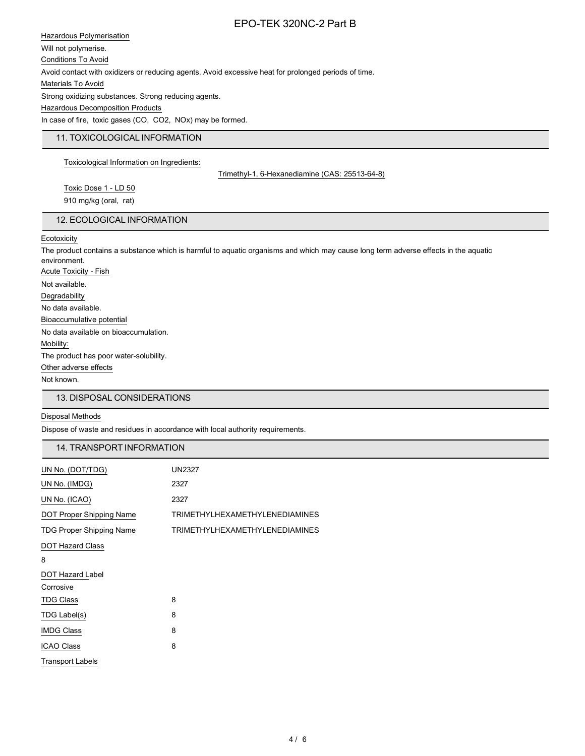Hazardous Polymerisation

Will not polymerise.

Conditions To Avoid

Avoid contact with oxidizers or reducing agents. Avoid excessive heat for prolonged periods of time.

Materials To Avoid

Strong oxidizing substances. Strong reducing agents.

Hazardous Decomposition Products

In case of fire, toxic gases (CO, $CO_2$, $NO_x$) may be formed.

## 11. TOXICOLOGICAL INFORMATION

Toxicological Information on Ingredients:

Trimethyl-1, 6-Hexanediamine (CAS: 25513-64-8)

Toxic Dose 1 - LD 50

910 mg/kg (oral, rat)

## 12. ECOLOGICAL INFORMATION

Ecotoxicity

The product contains a substance which is harmful to aquatic organisms and which may cause long term adverse effects in the aquatic environment.

Acute Toxicity - Fish

Not available.

Degradability

No data available.

Bioaccumulative potential

No data available on bioaccumulation.

Mobility:

The product has poor water-solubility.

Other adverse effects

Not known.

## 13. DISPOSAL CONSIDERATIONS

Disposal Methods

Dispose of waste and residues in accordance with local authority requirements.

## 14. TRANSPORT INFORMATION

| | |
|---|---|
| UN No. (DOT/TDG) | UN2327 |
| UN No. (IMDG) | 2327 |
| UN No. (ICAO) | 2327 |
| DOT Proper Shipping Name | TRIMETHYLHEXAMETHYLENEDIAMINES |
| TDG Proper Shipping Name | TRIMETHYLHEXAMETHYLENEDIAMINES |

DOT Hazard Class

8

DOT Hazard Label

Corrosive

| | |
|---|---|
| TDG Class | 8 |
| TDG Label(s) | 8 |
| IMDG Class | 8 |
| ICAO Class | 8 |

Transport Labels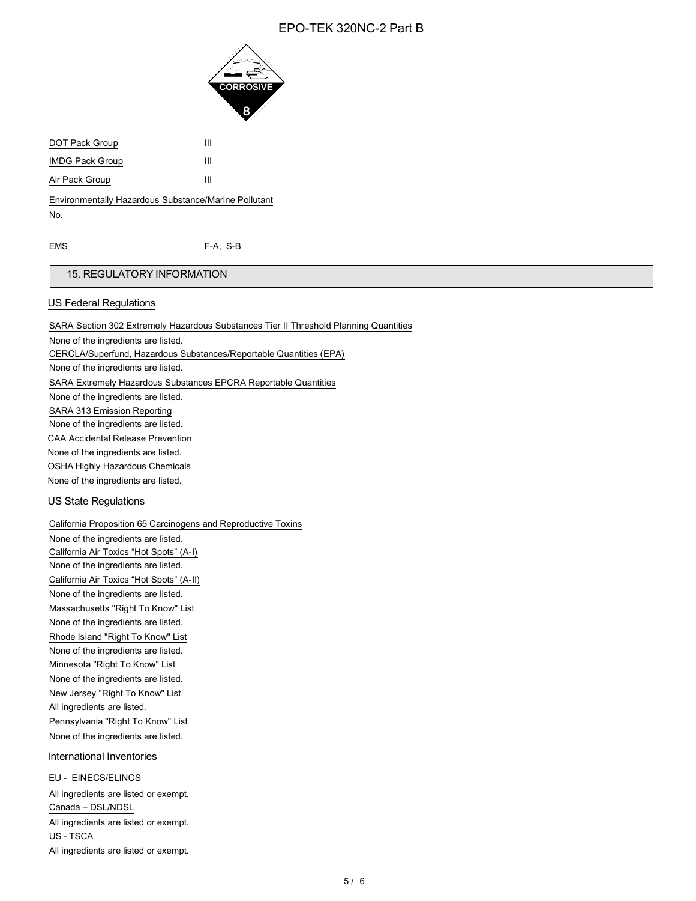| | |
|---|---|
| DOT Pack Group | III |
| IMDG Pack Group | III |
| Air Pack Group | III |

Environmentally Hazardous Substance/Marine Pollutant

No.

| | |
|---|---|
| EMS | F-A, S-B |

## 15. REGULATORY INFORMATION

### US Federal Regulations

SARA Section 302 Extremely Hazardous Substances Tier II Threshold Planning Quantities

None of the ingredients are listed.

CERCLA/Superfund, Hazardous Substances/Reportable Quantities (EPA)

None of the ingredients are listed.

SARA Extremely Hazardous Substances EPCRA Reportable Quantities

None of the ingredients are listed.

SARA 313 Emission Reporting

None of the ingredients are listed.

CAA Accidental Release Prevention

None of the ingredients are listed.

OSHA Highly Hazardous Chemicals

None of the ingredients are listed.

### US State Regulations

California Proposition 65 Carcinogens and Reproductive Toxins

None of the ingredients are listed.

California Air Toxics “Hot Spots” (A-I)

None of the ingredients are listed.

California Air Toxics “Hot Spots” (A-II)

None of the ingredients are listed.

Massachusetts "Right To Know" List

None of the ingredients are listed.

Rhode Island "Right To Know" List

None of the ingredients are listed.

Minnesota "Right To Know" List

None of the ingredients are listed.

New Jersey "Right To Know" List

All ingredients are listed.

Pennsylvania "Right To Know" List

None of the ingredients are listed.

### International Inventories

EU - EINECS/ELINCS

All ingredients are listed or exempt.

Canada – DSL/NDSL

All ingredients are listed or exempt.

US - TSCA

All ingredients are listed or exempt.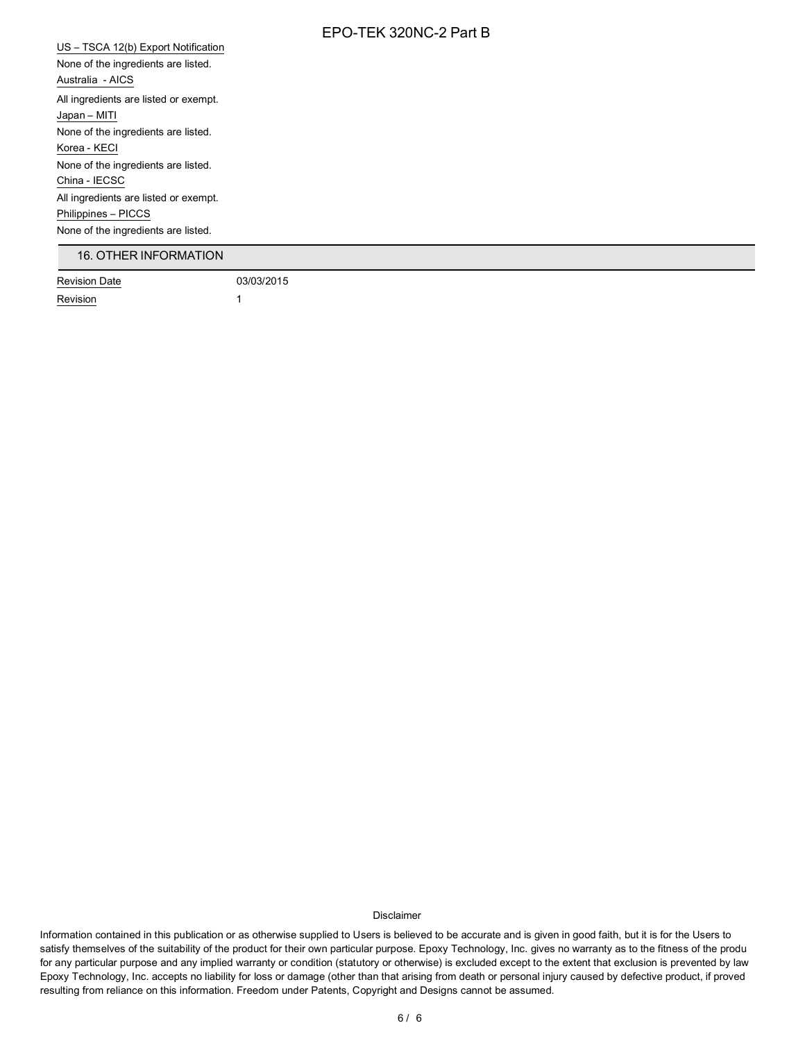US – TSCA 12(b) Export Notification

None of the ingredients are listed.

Australia - AICS

All ingredients are listed or exempt.

Japan – MITI

None of the ingredients are listed.

Korea - KECI

None of the ingredients are listed.

China - IECSC

All ingredients are listed or exempt.

Philippines – PICCS

None of the ingredients are listed.

## 16. OTHER INFORMATION

| | |
|---|---|
| Revision Date | 03/03/2015 |
| Revision | 1 |

Disclaimer

Information contained in this publication or as otherwise supplied to Users is believed to be accurate and is given in good faith, but it is for the Users to satisfy themselves of the suitability of the product for their own particular purpose. Epoxy Technology, Inc. gives no warranty as to the fitness of the produ for any particular purpose and any implied warranty or condition (statutory or otherwise) is excluded except to the extent that exclusion is prevented by law Epoxy Technology, Inc. accepts no liability for loss or damage (other than that arising from death or personal injury caused by defective product, if proved resulting from reliance on this information. Freedom under Patents, Copyright and Designs cannot be assumed.